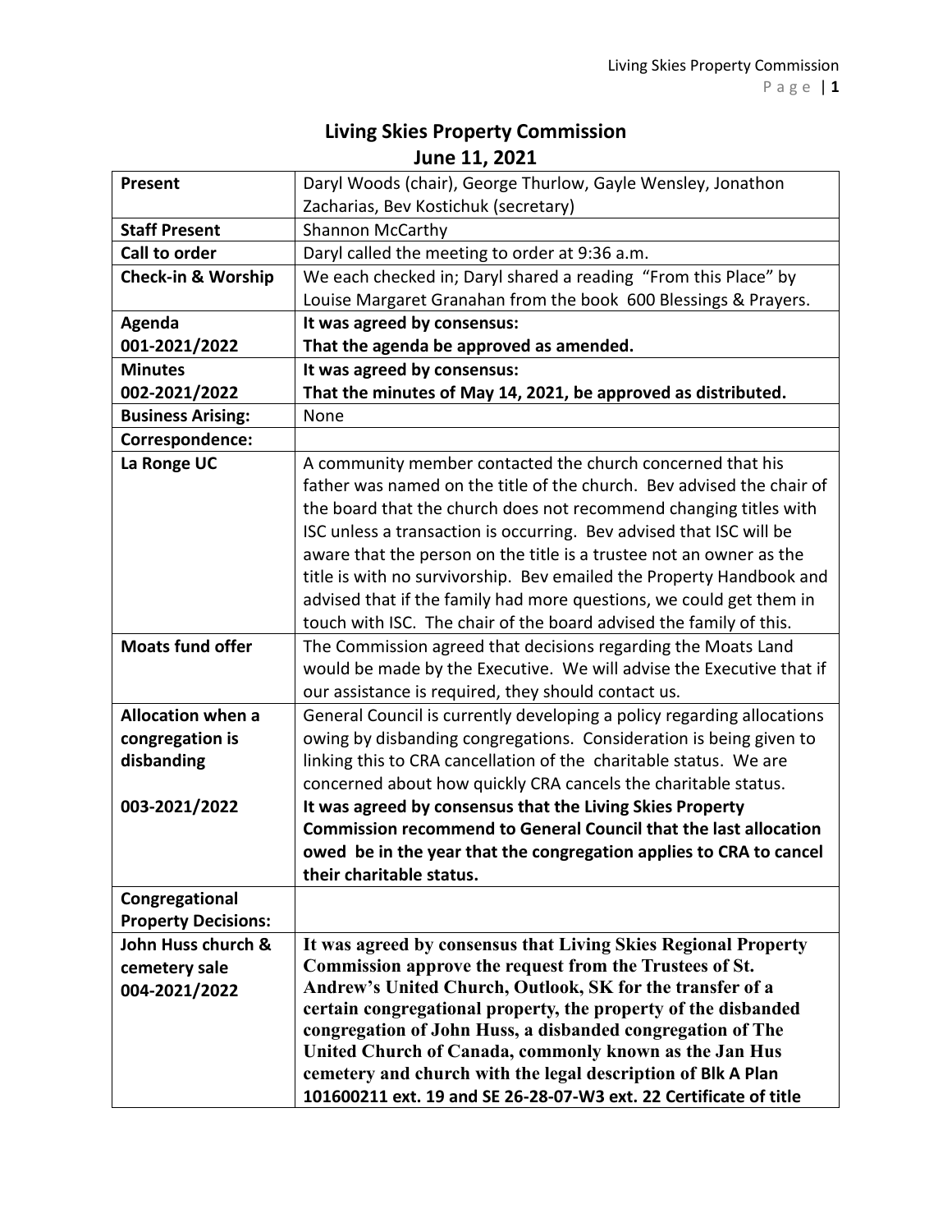# Living Skies Property Commission
## June 11, 2021

| | |
|---|---|
| **Present** | Daryl Woods (chair), George Thurlow, Gayle Wensley, Jonathon Zacharias, Bev Kostichuk (secretary) |
| **Staff Present** | Shannon McCarthy |
| **Call to order** | Daryl called the meeting to order at 9:36 a.m. |
| **Check-in & Worship** | We each checked in; Daryl shared a reading "From this Place" by Louise Margaret Granahan from the book 600 Blessings & Prayers. |
| **Agenda 001-2021/2022** | **It was agreed by consensus: That the agenda be approved as amended.** |
| **Minutes 002-2021/2022** | **It was agreed by consensus: That the minutes of May 14, 2021, be approved as distributed.** |
| **Business Arising:** | None |
| **Correspondence:** | |
| **La Ronge UC** | A community member contacted the church concerned that his father was named on the title of the church. Bev advised the chair of the board that the church does not recommend changing titles with ISC unless a transaction is occurring. Bev advised that ISC will be aware that the person on the title is a trustee not an owner as the title is with no survivorship. Bev emailed the Property Handbook and advised that if the family had more questions, we could get them in touch with ISC. The chair of the board advised the family of this. |
| **Moats fund offer** | The Commission agreed that decisions regarding the Moats Land would be made by the Executive. We will advise the Executive that if our assistance is required, they should contact us. |
| **Allocation when a congregation is disbanding 003-2021/2022** | General Council is currently developing a policy regarding allocations owing by disbanding congregations. Consideration is being given to linking this to CRA cancellation of the charitable status. We are concerned about how quickly CRA cancels the charitable status. **It was agreed by consensus that the Living Skies Property Commission recommend to General Council that the last allocation owed be in the year that the congregation applies to CRA to cancel their charitable status.** |
| **Congregational Property Decisions:** | |
| **John Huss church & cemetery sale 004-2021/2022** | **It was agreed by consensus that Living Skies Regional Property Commission approve the request from the Trustees of St. Andrew's United Church, Outlook, SK for the transfer of a certain congregational property, the property of the disbanded congregation of John Huss, a disbanded congregation of The United Church of Canada, commonly known as the Jan Hus cemetery and church with the legal description of Blk A Plan 101600211 ext. 19 and SE 26-28-07-W3 ext. 22 Certificate of title** |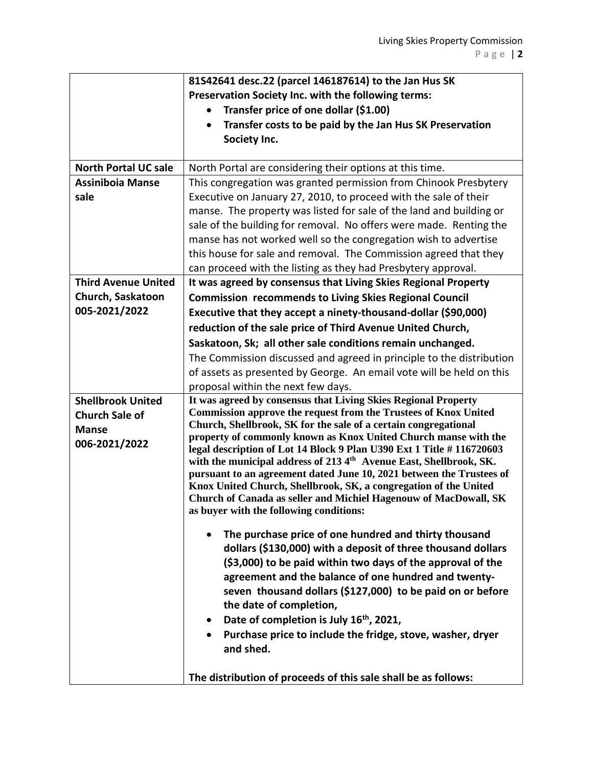| | |
|---|---|
| | **81S42641 desc.22 (parcel 146187614) to the Jan Hus SK Preservation Society Inc. with the following terms:**<br>• **Transfer price of one dollar ($1.00)**<br>• **Transfer costs to be paid by the Jan Hus SK Preservation Society Inc.** |
| **North Portal UC sale** | North Portal are considering their options at this time. |
| **Assiniboia Manse sale** | This congregation was granted permission from Chinook Presbytery Executive on January 27, 2010, to proceed with the sale of their manse. The property was listed for sale of the land and building or sale of the building for removal. No offers were made. Renting the manse has not worked well so the congregation wish to advertise this house for sale and removal. The Commission agreed that they can proceed with the listing as they had Presbytery approval. |
| **Third Avenue United Church, Saskatoon 005-2021/2022** | **It was agreed by consensus that Living Skies Regional Property Commission recommends to Living Skies Regional Council Executive that they accept a ninety-thousand-dollar ($90,000) reduction of the sale price of Third Avenue United Church, Saskatoon, Sk; all other sale conditions remain unchanged.**<br>The Commission discussed and agreed in principle to the distribution of assets as presented by George. An email vote will be held on this proposal within the next few days. |
| **Shellbrook United Church Sale of Manse 006-2021/2022** | **It was agreed by consensus that Living Skies Regional Property Commission approve the request from the Trustees of Knox United Church, Shellbrook, SK for the sale of a certain congregational property of commonly known as Knox United Church manse with the legal description of Lot 14 Block 9 Plan U390 Ext 1 Title # 116720603 with the municipal address of 213 4th Avenue East, Shellbrook, SK. pursuant to an agreement dated June 10, 2021 between the Trustees of Knox United Church, Shellbrook, SK, a congregation of the United Church of Canada as seller and Michiel Hagenouw of MacDowall, SK as buyer with the following conditions:**<br>• **The purchase price of one hundred and thirty thousand dollars ($130,000) with a deposit of three thousand dollars ($3,000) to be paid within two days of the approval of the agreement and the balance of one hundred and twenty-seven thousand dollars ($127,000) to be paid on or before the date of completion,**<br>• **Date of completion is July 16th, 2021,**<br>• **Purchase price to include the fridge, stove, washer, dryer and shed.**<br><br>**The distribution of proceeds of this sale shall be as follows:** |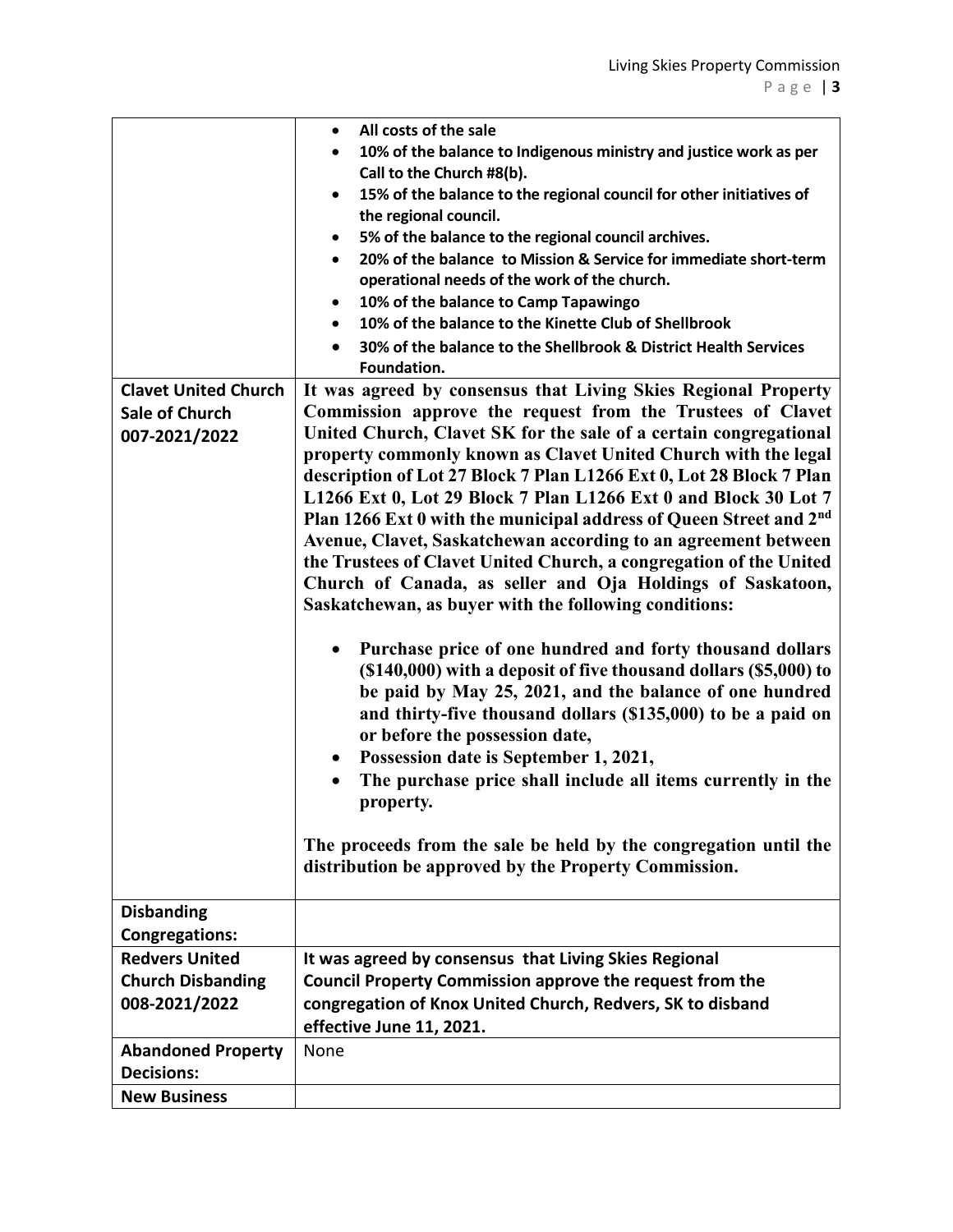| | |
|---|---|
| | • All costs of the sale<br>• 10% of the balance to Indigenous ministry and justice work as per Call to the Church #8(b).<br>• 15% of the balance to the regional council for other initiatives of the regional council.<br>• 5% of the balance to the regional council archives.<br>• 20% of the balance to Mission & Service for immediate short-term operational needs of the work of the church.<br>• 10% of the balance to Camp Tapawingo<br>• 10% of the balance to the Kinette Club of Shellbrook<br>• 30% of the balance to the Shellbrook & District Health Services Foundation. |
| **Clavet United Church Sale of Church 007-2021/2022** | **It was agreed by consensus that Living Skies Regional Property Commission approve the request from the Trustees of Clavet United Church, Clavet SK for the sale of a certain congregational property commonly known as Clavet United Church with the legal description of Lot 27 Block 7 Plan L1266 Ext 0, Lot 28 Block 7 Plan L1266 Ext 0, Lot 29 Block 7 Plan L1266 Ext 0 and Block 30 Lot 7 Plan 1266 Ext 0 with the municipal address of Queen Street and 2nd Avenue, Clavet, Saskatchewan according to an agreement between the Trustees of Clavet United Church, a congregation of the United Church of Canada, as seller and Oja Holdings of Saskatoon, Saskatchewan, as buyer with the following conditions:**<br><br>• **Purchase price of one hundred and forty thousand dollars ($140,000) with a deposit of five thousand dollars ($5,000) to be paid by May 25, 2021, and the balance of one hundred and thirty-five thousand dollars ($135,000) to be a paid on or before the possession date,**<br>• **Possession date is September 1, 2021,**<br>• **The purchase price shall include all items currently in the property.**<br><br>**The proceeds from the sale be held by the congregation until the distribution be approved by the Property Commission.** |
| **Disbanding Congregations:** | |
| **Redvers United Church Disbanding 008-2021/2022** | It was agreed by consensus that Living Skies Regional Council Property Commission approve the request from the congregation of Knox United Church, Redvers, SK to disband effective June 11, 2021. |
| **Abandoned Property Decisions:** | None |
| **New Business** | |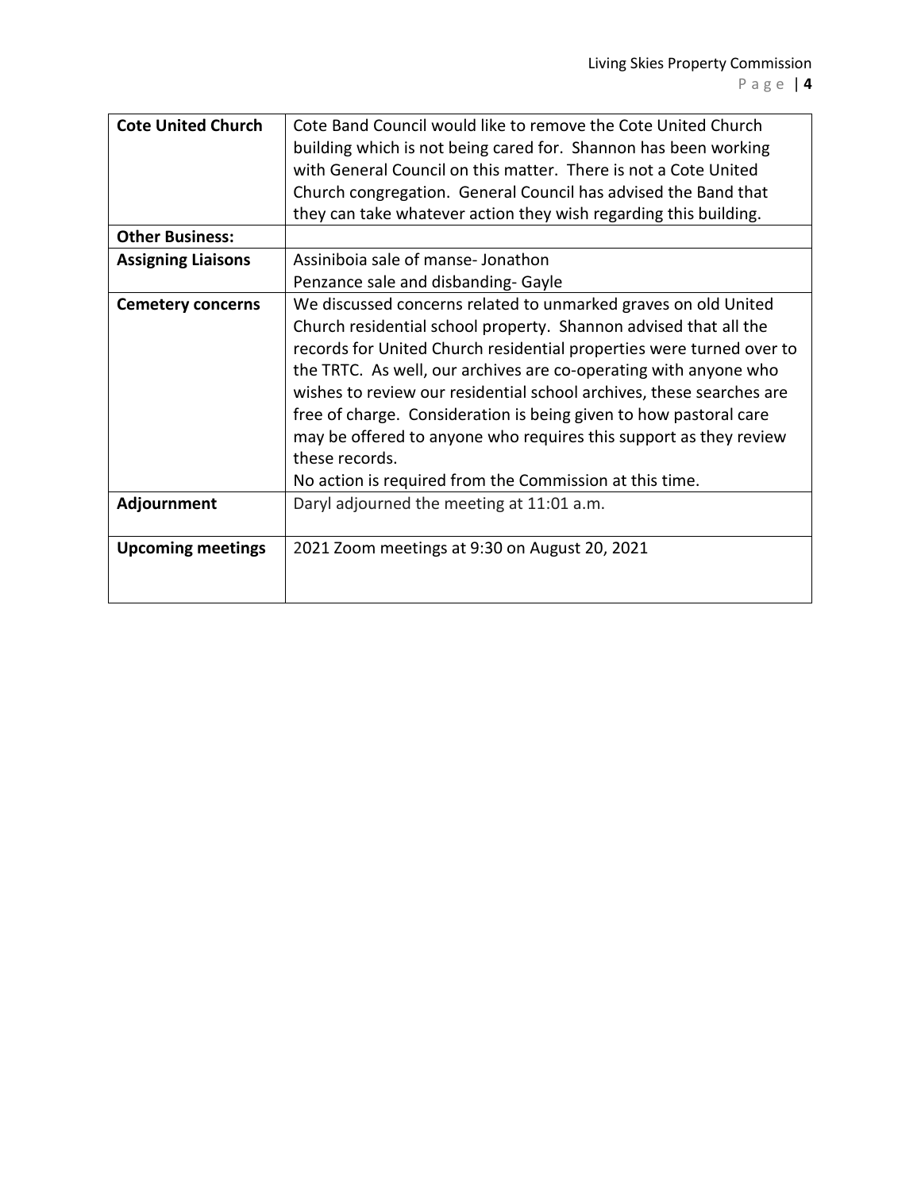| | |
|---|---|
| **Cote United Church** | Cote Band Council would like to remove the Cote United Church building which is not being cared for. Shannon has been working with General Council on this matter. There is not a Cote United Church congregation. General Council has advised the Band that they can take whatever action they wish regarding this building. |
| **Other Business:** | |
| **Assigning Liaisons** | Assiniboia sale of manse- Jonathon<br>Penzance sale and disbanding- Gayle |
| **Cemetery concerns** | We discussed concerns related to unmarked graves on old United Church residential school property. Shannon advised that all the records for United Church residential properties were turned over to the TRTC. As well, our archives are co-operating with anyone who wishes to review our residential school archives, these searches are free of charge. Consideration is being given to how pastoral care may be offered to anyone who requires this support as they review these records.<br>No action is required from the Commission at this time. |
| **Adjournment** | Daryl adjourned the meeting at 11:01 a.m. |
| **Upcoming meetings** | 2021 Zoom meetings at 9:30 on August 20, 2021 |